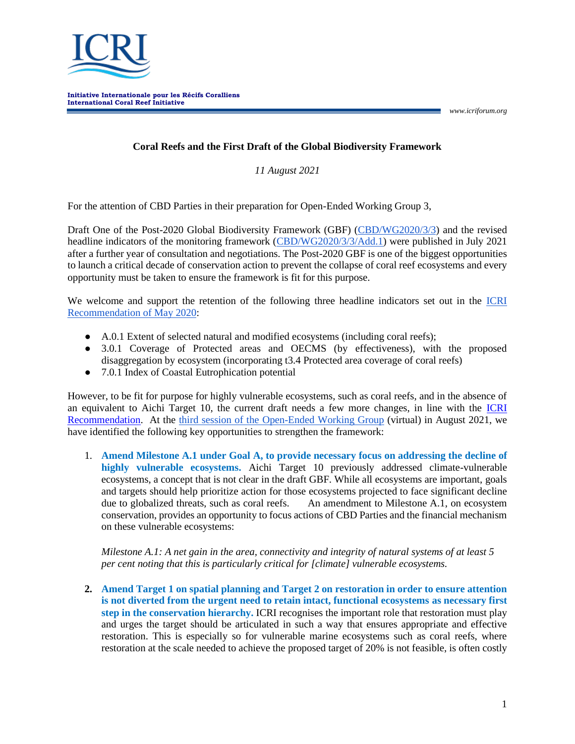**Initiative Internationale pour les Récifs Coralliens**
**International Coral Reef Initiative**

*www.icriforum.org*

**Coral Reefs and the First Draft of the Global Biodiversity Framework**

*11 August 2021*

For the attention of CBD Parties in their preparation for Open-Ended Working Group 3,

Draft One of the Post-2020 Global Biodiversity Framework (GBF) (CBD/WG2020/3/3) and the revised headline indicators of the monitoring framework (CBD/WG2020/3/3/Add.1) were published in July 2021 after a further year of consultation and negotiations. The Post-2020 GBF is one of the biggest opportunities to launch a critical decade of conservation action to prevent the collapse of coral reef ecosystems and every opportunity must be taken to ensure the framework is fit for this purpose.

We welcome and support the retention of the following three headline indicators set out in the ICRI Recommendation of May 2020:

- A.0.1 Extent of selected natural and modified ecosystems (including coral reefs);
- 3.0.1 Coverage of Protected areas and OECMS (by effectiveness), with the proposed disaggregation by ecosystem (incorporating t3.4 Protected area coverage of coral reefs)
- 7.0.1 Index of Coastal Eutrophication potential

However, to be fit for purpose for highly vulnerable ecosystems, such as coral reefs, and in the absence of an equivalent to Aichi Target 10, the current draft needs a few more changes, in line with the ICRI Recommendation. At the third session of the Open-Ended Working Group (virtual) in August 2021, we have identified the following key opportunities to strengthen the framework:

1. **Amend Milestone A.1 under Goal A, to provide necessary focus on addressing the decline of highly vulnerable ecosystems.** Aichi Target 10 previously addressed climate-vulnerable ecosystems, a concept that is not clear in the draft GBF. While all ecosystems are important, goals and targets should help prioritize action for those ecosystems projected to face significant decline due to globalized threats, such as coral reefs. An amendment to Milestone A.1, on ecosystem conservation, provides an opportunity to focus actions of CBD Parties and the financial mechanism on these vulnerable ecosystems:

   *Milestone A.1: A net gain in the area, connectivity and integrity of natural systems of at least 5 per cent noting that this is particularly critical for [climate] vulnerable ecosystems.*

2. **Amend Target 1 on spatial planning and Target 2 on restoration in order to ensure attention is not diverted from the urgent need to retain intact, functional ecosystems as necessary first step in the conservation hierarchy.** ICRI recognises the important role that restoration must play and urges the target should be articulated in such a way that ensures appropriate and effective restoration. This is especially so for vulnerable marine ecosystems such as coral reefs, where restoration at the scale needed to achieve the proposed target of 20% is not feasible, is often costly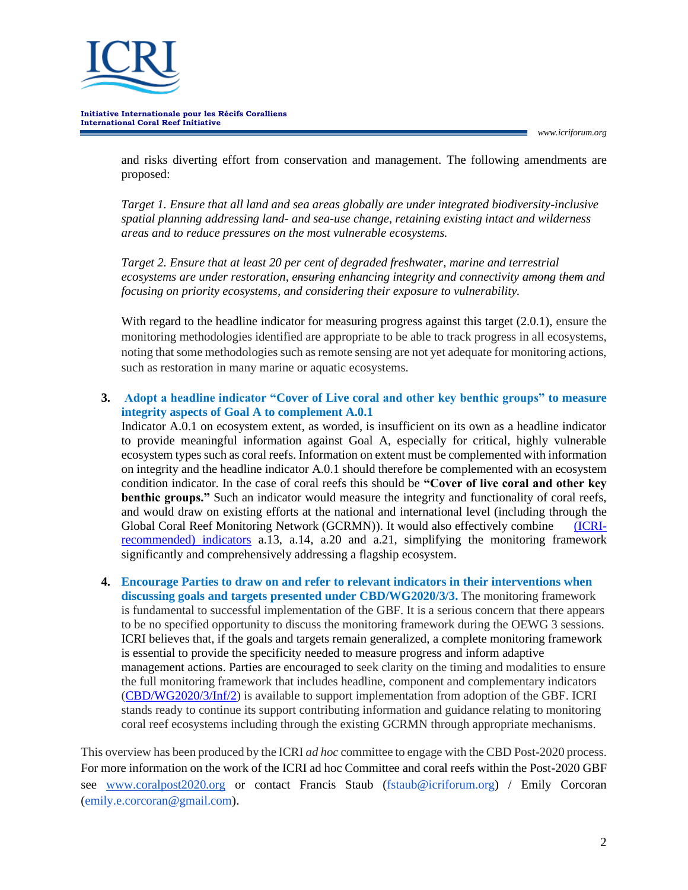and risks diverting effort from conservation and management. The following amendments are proposed:

*Target 1. Ensure that all land and sea areas globally are under integrated biodiversity-inclusive spatial planning addressing land- and sea-use change, retaining existing intact and wilderness areas and to reduce pressures on the most vulnerable ecosystems.*

*Target 2. Ensure that at least 20 per cent of degraded freshwater, marine and terrestrial ecosystems are under restoration, ~~ensuring~~ enhancing integrity and connectivity ~~among them~~ and focusing on priority ecosystems, and considering their exposure to vulnerability.*

With regard to the headline indicator for measuring progress against this target (2.0.1), ensure the monitoring methodologies identified are appropriate to be able to track progress in all ecosystems, noting that some methodologies such as remote sensing are not yet adequate for monitoring actions, such as restoration in many marine or aquatic ecosystems.

3. **Adopt a headline indicator "Cover of Live coral and other key benthic groups" to measure integrity aspects of Goal A to complement A.0.1**
   Indicator A.0.1 on ecosystem extent, as worded, is insufficient on its own as a headline indicator to provide meaningful information against Goal A, especially for critical, highly vulnerable ecosystem types such as coral reefs. Information on extent must be complemented with information on integrity and the headline indicator A.0.1 should therefore be complemented with an ecosystem condition indicator. In the case of coral reefs this should be **"Cover of live coral and other key benthic groups."** Such an indicator would measure the integrity and functionality of coral reefs, and would draw on existing efforts at the national and international level (including through the Global Coral Reef Monitoring Network (GCRMN)). It would also effectively combine (ICRI-recommended) indicators a.13, a.14, a.20 and a.21, simplifying the monitoring framework significantly and comprehensively addressing a flagship ecosystem.

4. **Encourage Parties to draw on and refer to relevant indicators in their interventions when discussing goals and targets presented under CBD/WG2020/3/3.** The monitoring framework is fundamental to successful implementation of the GBF. It is a serious concern that there appears to be no specified opportunity to discuss the monitoring framework during the OEWG 3 sessions. ICRI believes that, if the goals and targets remain generalized, a complete monitoring framework is essential to provide the specificity needed to measure progress and inform adaptive management actions. Parties are encouraged to seek clarity on the timing and modalities to ensure the full monitoring framework that includes headline, component and complementary indicators (CBD/WG2020/3/Inf/2) is available to support implementation from adoption of the GBF. ICRI stands ready to continue its support contributing information and guidance relating to monitoring coral reef ecosystems including through the existing GCRMN through appropriate mechanisms.

This overview has been produced by the ICRI *ad hoc* committee to engage with the CBD Post-2020 process. For more information on the work of the ICRI ad hoc Committee and coral reefs within the Post-2020 GBF see www.coralpost2020.org or contact Francis Staub (fstaub@icriforum.org) / Emily Corcoran (emily.e.corcoran@gmail.com).